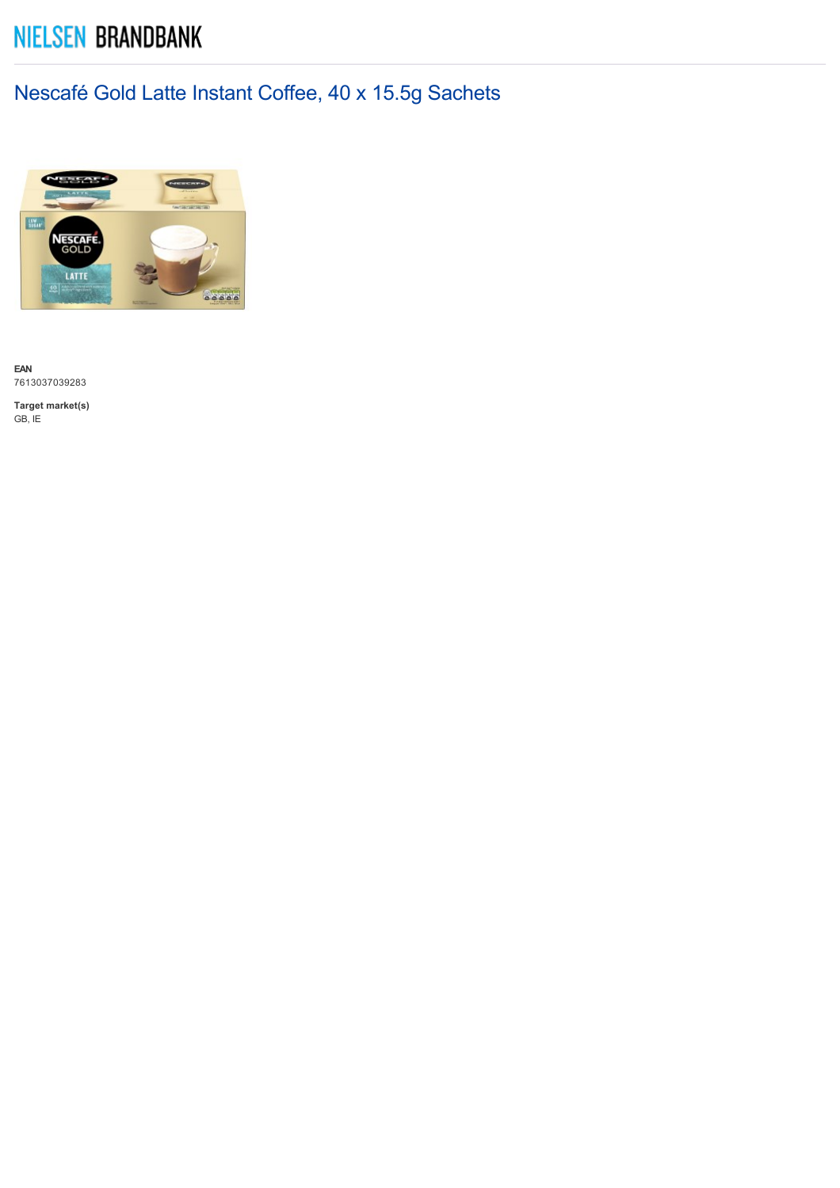NIELSEN BRANDBANK

# Nescafé Gold Latte Instant Coffee, 40 x 15.5g Sachets

**EAN**
7613037039283

**Target market(s)**
GB, IE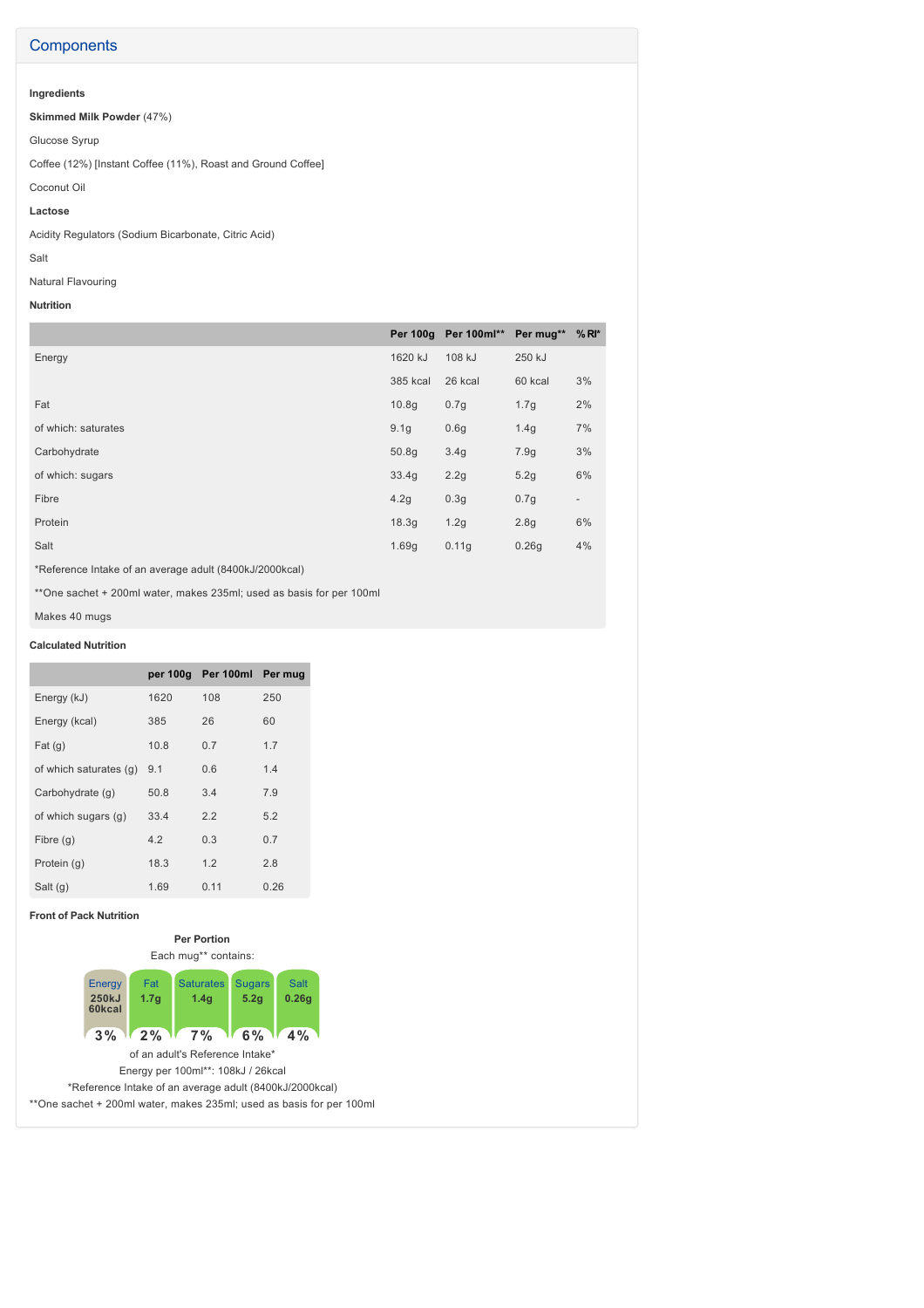## Components

**Ingredients**

**Skimmed Milk Powder** (47%)

Glucose Syrup

Coffee (12%) [Instant Coffee (11%), Roast and Ground Coffee]

Coconut Oil

**Lactose**

Acidity Regulators (Sodium Bicarbonate, Citric Acid)

Salt

Natural Flavouring

**Nutrition**

| | Per 100g | Per 100ml** | Per mug** | %RI* |
|---|---|---|---|---|
| Energy | 1620 kJ | 108 kJ | 250 kJ | |
| | 385 kcal | 26 kcal | 60 kcal | 3% |
| Fat | 10.8g | 0.7g | 1.7g | 2% |
| of which: saturates | 9.1g | 0.6g | 1.4g | 7% |
| Carbohydrate | 50.8g | 3.4g | 7.9g | 3% |
| of which: sugars | 33.4g | 2.2g | 5.2g | 6% |
| Fibre | 4.2g | 0.3g | 0.7g | - |
| Protein | 18.3g | 1.2g | 2.8g | 6% |
| Salt | 1.69g | 0.11g | 0.26g | 4% |

*Reference Intake of an average adult (8400kJ/2000kcal)

**One sachet + 200ml water, makes 235ml; used as basis for per 100ml

Makes 40 mugs

**Calculated Nutrition**

| | per 100g | Per 100ml | Per mug |
|---|---|---|---|
| Energy (kJ) | 1620 | 108 | 250 |
| Energy (kcal) | 385 | 26 | 60 |
| Fat (g) | 10.8 | 0.7 | 1.7 |
| of which saturates (g) | 9.1 | 0.6 | 1.4 |
| Carbohydrate (g) | 50.8 | 3.4 | 7.9 |
| of which sugars (g) | 33.4 | 2.2 | 5.2 |
| Fibre (g) | 4.2 | 0.3 | 0.7 |
| Protein (g) | 18.3 | 1.2 | 2.8 |
| Salt (g) | 1.69 | 0.11 | 0.26 |

**Front of Pack Nutrition**

**Per Portion**

Each mug** contains:

| Energy | Fat | Saturates | Sugars | Salt |
|---|---|---|---|---|
| 250kJ 60kcal | 1.7g | 1.4g | 5.2g | 0.26g |
| 3% | 2% | 7% | 6% | 4% |

of an adult's Reference Intake*

Energy per 100ml**: 108kJ / 26kcal

*Reference Intake of an average adult (8400kJ/2000kcal)

**One sachet + 200ml water, makes 235ml; used as basis for per 100ml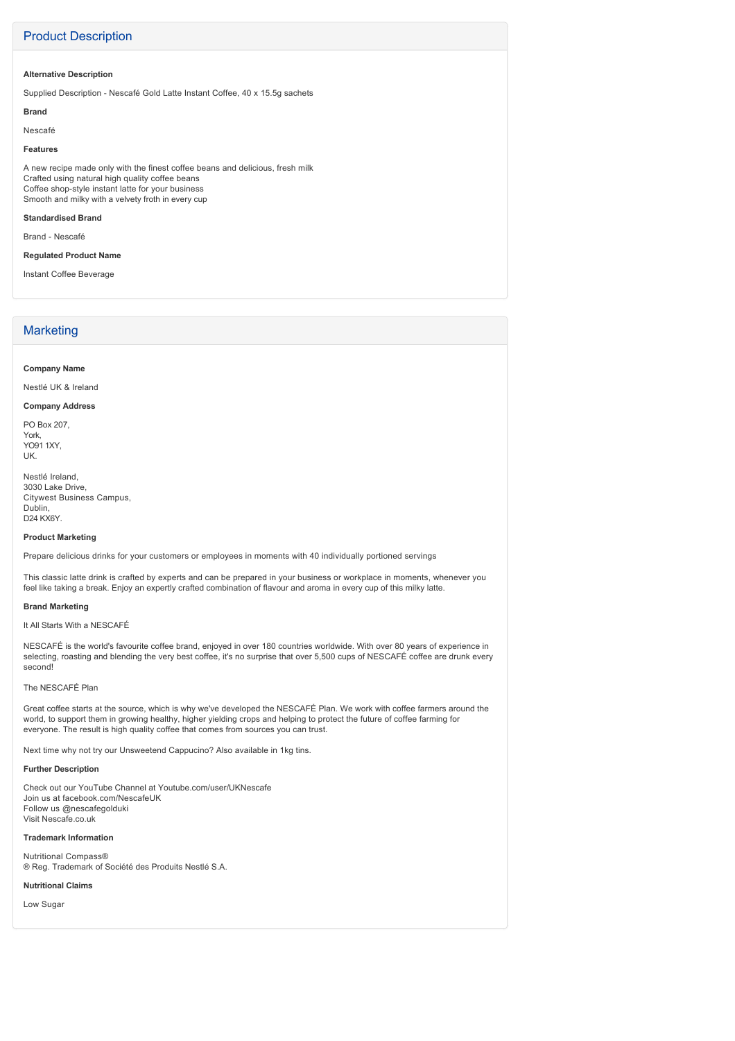## Product Description

**Alternative Description**

Supplied Description - Nescafé Gold Latte Instant Coffee, 40 x 15.5g sachets

**Brand**

Nescafé

**Features**

A new recipe made only with the finest coffee beans and delicious, fresh milk
Crafted using natural high quality coffee beans
Coffee shop-style instant latte for your business
Smooth and milky with a velvety froth in every cup

**Standardised Brand**

Brand - Nescafé

**Regulated Product Name**

Instant Coffee Beverage

## Marketing

**Company Name**

Nestlé UK & Ireland

**Company Address**

PO Box 207,
York,
YO91 1XY,
UK.

Nestlé Ireland,
3030 Lake Drive,
Citywest Business Campus,
Dublin,
D24 KX6Y.

**Product Marketing**

Prepare delicious drinks for your customers or employees in moments with 40 individually portioned servings

This classic latte drink is crafted by experts and can be prepared in your business or workplace in moments, whenever you feel like taking a break. Enjoy an expertly crafted combination of flavour and aroma in every cup of this milky latte.

**Brand Marketing**

It All Starts With a NESCAFÉ

NESCAFÉ is the world's favourite coffee brand, enjoyed in over 180 countries worldwide. With over 80 years of experience in selecting, roasting and blending the very best coffee, it's no surprise that over 5,500 cups of NESCAFÉ coffee are drunk every second!

The NESCAFÉ Plan

Great coffee starts at the source, which is why we've developed the NESCAFÉ Plan. We work with coffee farmers around the world, to support them in growing healthy, higher yielding crops and helping to protect the future of coffee farming for everyone. The result is high quality coffee that comes from sources you can trust.

Next time why not try our Unsweetend Cappucino? Also available in 1kg tins.

**Further Description**

Check out our YouTube Channel at Youtube.com/user/UKNescafe
Join us at facebook.com/NescafeUK
Follow us @nescafegolduki
Visit Nescafe.co.uk

**Trademark Information**

Nutritional Compass®
® Reg. Trademark of Société des Produits Nestlé S.A.

**Nutritional Claims**

Low Sugar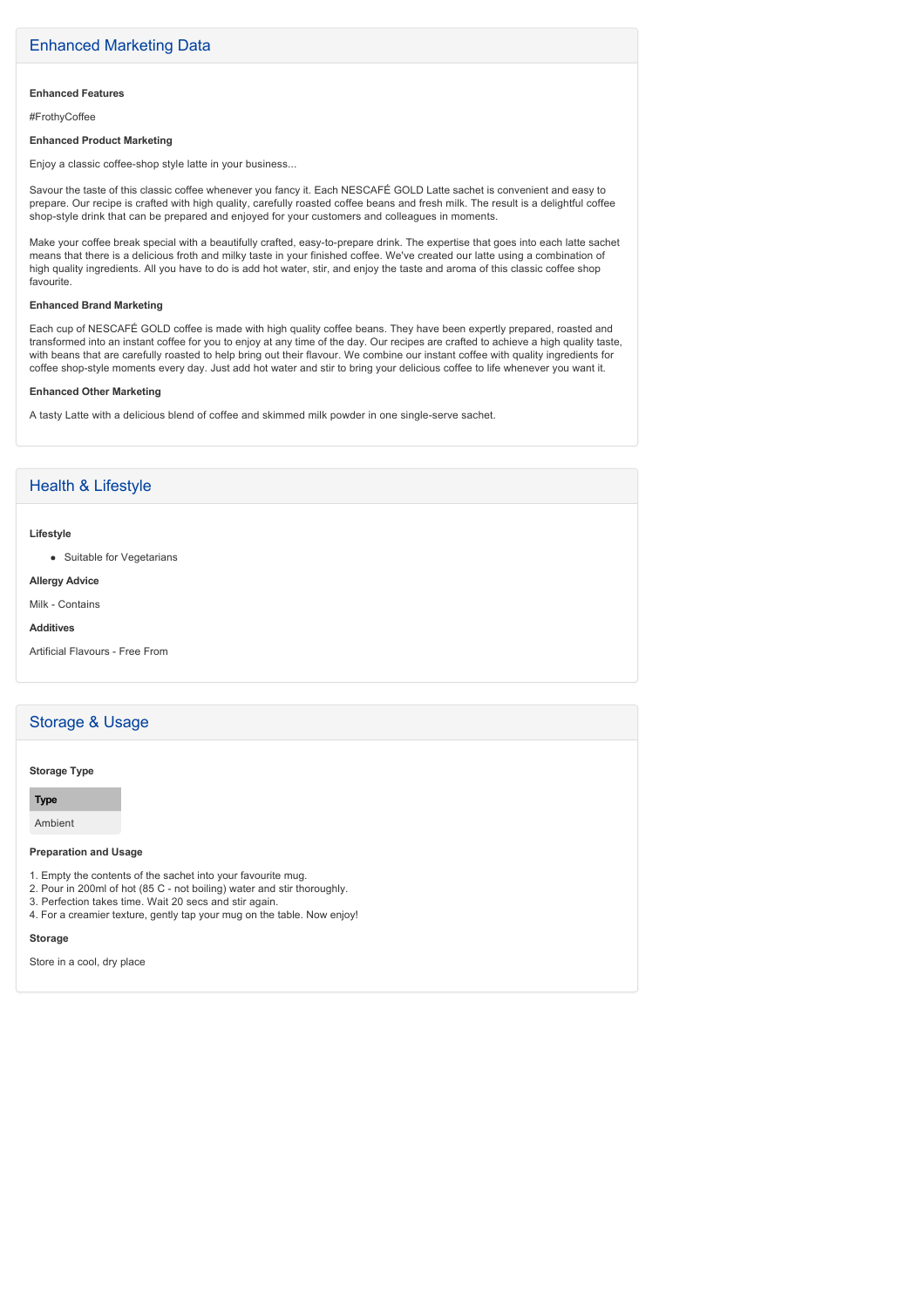## Enhanced Marketing Data

**Enhanced Features**

#FrothyCoffee

**Enhanced Product Marketing**

Enjoy a classic coffee-shop style latte in your business...

Savour the taste of this classic coffee whenever you fancy it. Each NESCAFÉ GOLD Latte sachet is convenient and easy to prepare. Our recipe is crafted with high quality, carefully roasted coffee beans and fresh milk. The result is a delightful coffee shop-style drink that can be prepared and enjoyed for your customers and colleagues in moments.

Make your coffee break special with a beautifully crafted, easy-to-prepare drink. The expertise that goes into each latte sachet means that there is a delicious froth and milky taste in your finished coffee. We've created our latte using a combination of high quality ingredients. All you have to do is add hot water, stir, and enjoy the taste and aroma of this classic coffee shop favourite.

**Enhanced Brand Marketing**

Each cup of NESCAFÉ GOLD coffee is made with high quality coffee beans. They have been expertly prepared, roasted and transformed into an instant coffee for you to enjoy at any time of the day. Our recipes are crafted to achieve a high quality taste, with beans that are carefully roasted to help bring out their flavour. We combine our instant coffee with quality ingredients for coffee shop-style moments every day. Just add hot water and stir to bring your delicious coffee to life whenever you want it.

**Enhanced Other Marketing**

A tasty Latte with a delicious blend of coffee and skimmed milk powder in one single-serve sachet.

## Health & Lifestyle

**Lifestyle**

- Suitable for Vegetarians

**Allergy Advice**

Milk - Contains

**Additives**

Artificial Flavours - Free From

## Storage & Usage

**Storage Type**

| Type |
| --- |
| Ambient |

**Preparation and Usage**

1. Empty the contents of the sachet into your favourite mug.
2. Pour in 200ml of hot (85 C - not boiling) water and stir thoroughly.
3. Perfection takes time. Wait 20 secs and stir again.
4. For a creamier texture, gently tap your mug on the table. Now enjoy!

**Storage**

Store in a cool, dry place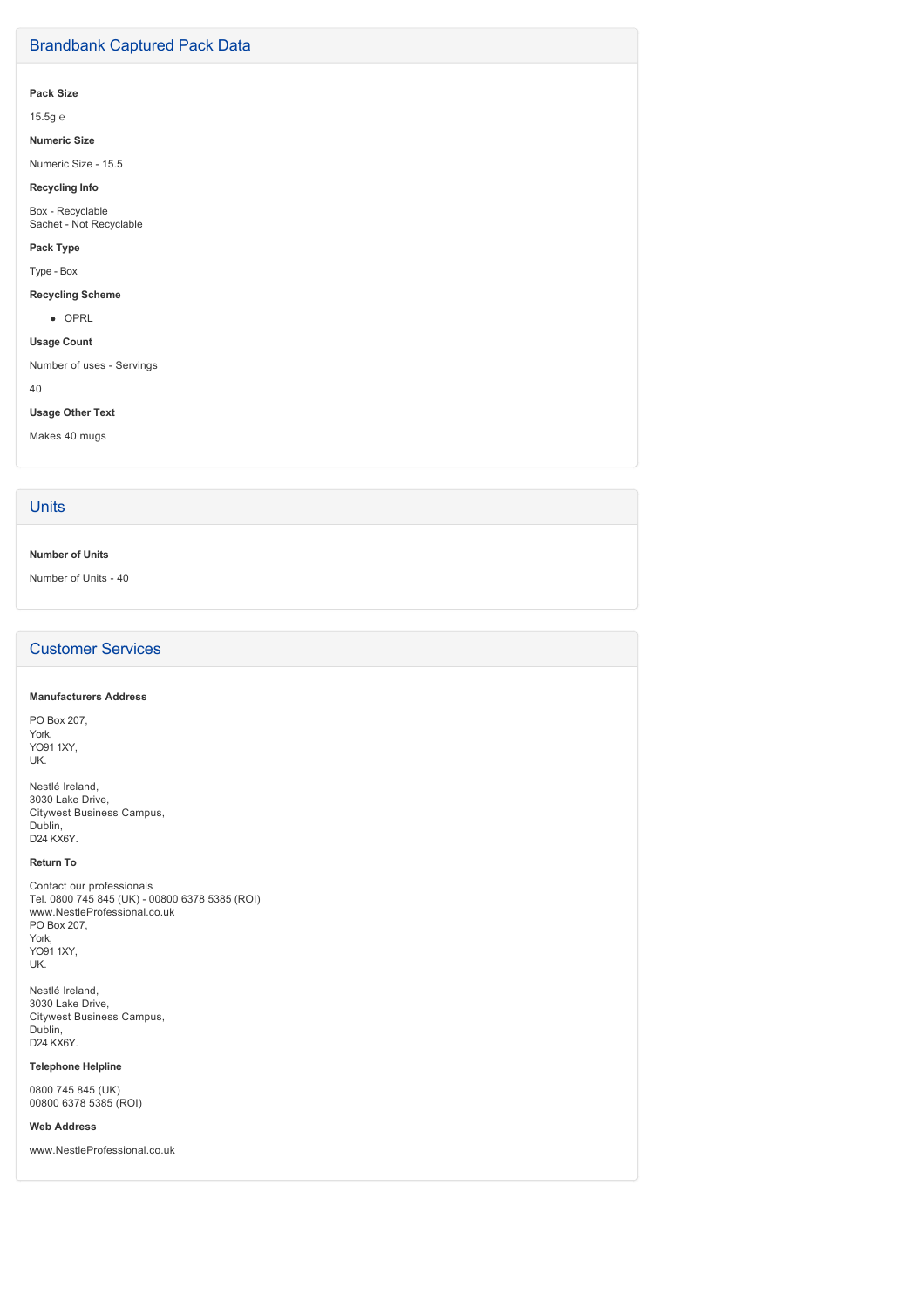## Brandbank Captured Pack Data

**Pack Size**

15.5g ℮

**Numeric Size**

Numeric Size - 15.5

**Recycling Info**

Box - Recyclable
Sachet - Not Recyclable

**Pack Type**

Type - Box

**Recycling Scheme**

- OPRL

**Usage Count**

Number of uses - Servings

40

**Usage Other Text**

Makes 40 mugs

## Units

**Number of Units**

Number of Units - 40

## Customer Services

**Manufacturers Address**

PO Box 207,
York,
YO91 1XY,
UK.

Nestlé Ireland,
3030 Lake Drive,
Citywest Business Campus,
Dublin,
D24 KX6Y.

**Return To**

Contact our professionals
Tel. 0800 745 845 (UK) - 00800 6378 5385 (ROI)
www.NestleProfessional.co.uk
PO Box 207,
York,
YO91 1XY,
UK.

Nestlé Ireland,
3030 Lake Drive,
Citywest Business Campus,
Dublin,
D24 KX6Y.

**Telephone Helpline**

0800 745 845 (UK)
00800 6378 5385 (ROI)

**Web Address**

www.NestleProfessional.co.uk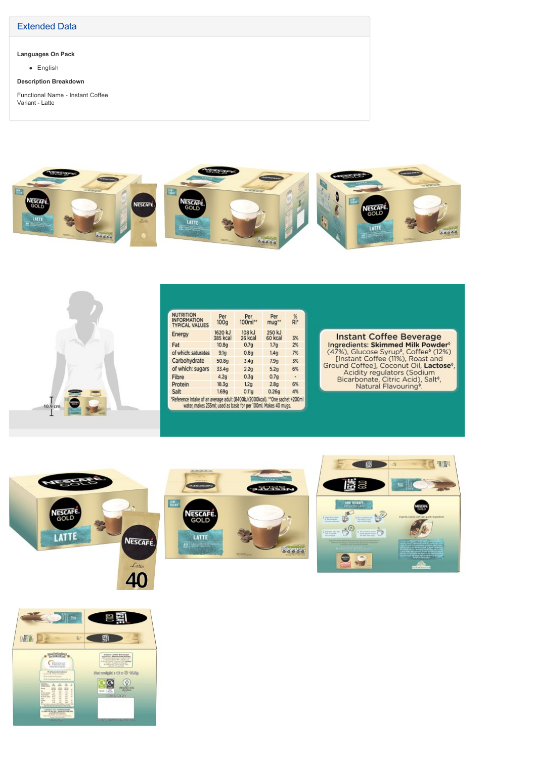## Extended Data

**Languages On Pack**

- English

**Description Breakdown**

Functional Name - Instant Coffee
Variant - Latte

10.9 cm

| NUTRITION INFORMATION TYPICAL VALUES | Per 100g | Per 100ml** | Per mug** | % RI* |
|---|---|---|---|---|
| Energy | 1620 kJ 385 kcal | 108 kJ 26 kcal | 250 kJ 60 kcal | 3% |
| Fat | 10.8g | 0.7g | 1.7g | 2% |
| of which: saturates | 9.1g | 0.6g | 1.4g | 7% |
| Carbohydrate | 50.8g | 3.4g | 7.9g | 3% |
| of which: sugars | 33.4g | 2.2g | 5.2g | 6% |
| Fibre | 4.2g | 0.3g | 0.7g | - |
| Protein | 18.3g | 1.2g | 2.8g | 6% |
| Salt | 1.69g | 0.11g | 0.26g | 4% |

*Reference intake of an average adult (8400kJ/2000kcal). **One sachet +200ml water, makes 235ml; used as basis for per 100ml. Makes 40 mugs.

**Instant Coffee Beverage**

**Ingredients: Skimmed Milk Powder**◊ (47%), Glucose Syrup◊, Coffee◊ (12%) [Instant Coffee (11%), Roast and Ground Coffee], Coconut Oil, **Lactose**◊, Acidity regulators (Sodium Bicarbonate, Citric Acid), Salt◊, Natural Flavouring◊.